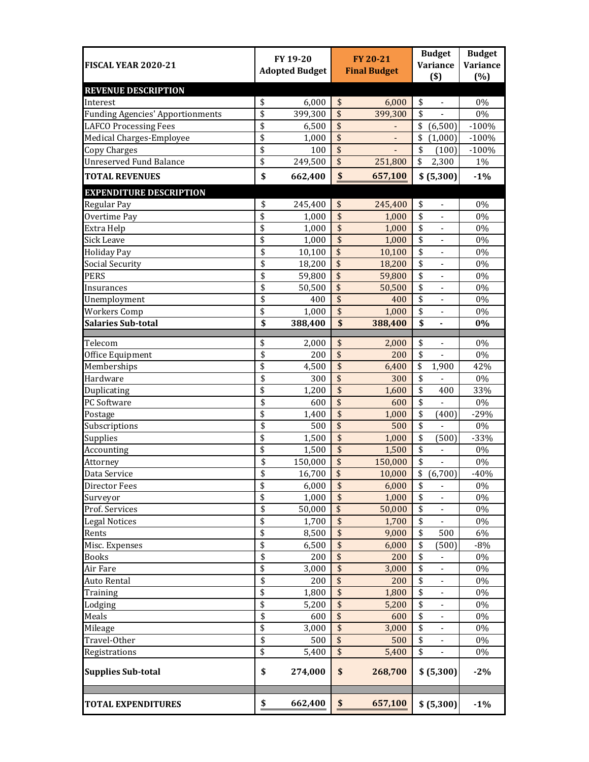| FISCAL YEAR 2020-21 | FY 19-20 Adopted Budget | FY 20-21 Final Budget | Budget Variance ($) | Budget Variance (%) |
|---|---|---|---|---|
| **REVENUE DESCRIPTION** | | | | |
| Interest | $ 6,000 | $ 6,000 | $ - | 0% |
| Funding Agencies' Apportionments | $ 399,300 | $ 399,300 | $ - | 0% |
| LAFCO Processing Fees | $ 6,500 | $ - | $ (6,500) | -100% |
| Medical Charges-Employee | $ 1,000 | $ - | $ (1,000) | -100% |
| Copy Charges | $ 100 | $ - | $ (100) | -100% |
| Unreserved Fund Balance | $ 249,500 | $ 251,800 | $ 2,300 | 1% |
| **TOTAL REVENUES** | **$ 662,400** | **$ 657,100** | **$ (5,300)** | **-1%** |
| **EXPENDITURE DESCRIPTION** | | | | |
| Regular Pay | $ 245,400 | $ 245,400 | $ - | 0% |
| Overtime Pay | $ 1,000 | $ 1,000 | $ - | 0% |
| Extra Help | $ 1,000 | $ 1,000 | $ - | 0% |
| Sick Leave | $ 1,000 | $ 1,000 | $ - | 0% |
| Holiday Pay | $ 10,100 | $ 10,100 | $ - | 0% |
| Social Security | $ 18,200 | $ 18,200 | $ - | 0% |
| PERS | $ 59,800 | $ 59,800 | $ - | 0% |
| Insurances | $ 50,500 | $ 50,500 | $ - | 0% |
| Unemployment | $ 400 | $ 400 | $ - | 0% |
| Workers Comp | $ 1,000 | $ 1,000 | $ - | 0% |
| **Salaries Sub-total** | **$ 388,400** | **$ 388,400** | **$ -** | **0%** |
| | | | | |
| Telecom | $ 2,000 | $ 2,000 | $ - | 0% |
| Office Equipment | $ 200 | $ 200 | $ - | 0% |
| Memberships | $ 4,500 | $ 6,400 | $ 1,900 | 42% |
| Hardware | $ 300 | $ 300 | $ - | 0% |
| Duplicating | $ 1,200 | $ 1,600 | $ 400 | 33% |
| PC Software | $ 600 | $ 600 | $ - | 0% |
| Postage | $ 1,400 | $ 1,000 | $ (400) | -29% |
| Subscriptions | $ 500 | $ 500 | $ - | 0% |
| Supplies | $ 1,500 | $ 1,000 | $ (500) | -33% |
| Accounting | $ 1,500 | $ 1,500 | $ - | 0% |
| Attorney | $ 150,000 | $ 150,000 | $ - | 0% |
| Data Service | $ 16,700 | $ 10,000 | $ (6,700) | -40% |
| Director Fees | $ 6,000 | $ 6,000 | $ - | 0% |
| Surveyor | $ 1,000 | $ 1,000 | $ - | 0% |
| Prof. Services | $ 50,000 | $ 50,000 | $ - | 0% |
| Legal Notices | $ 1,700 | $ 1,700 | $ - | 0% |
| Rents | $ 8,500 | $ 9,000 | $ 500 | 6% |
| Misc. Expenses | $ 6,500 | $ 6,000 | $ (500) | -8% |
| Books | $ 200 | $ 200 | $ - | 0% |
| Air Fare | $ 3,000 | $ 3,000 | $ - | 0% |
| Auto Rental | $ 200 | $ 200 | $ - | 0% |
| Training | $ 1,800 | $ 1,800 | $ - | 0% |
| Lodging | $ 5,200 | $ 5,200 | $ - | 0% |
| Meals | $ 600 | $ 600 | $ - | 0% |
| Mileage | $ 3,000 | $ 3,000 | $ - | 0% |
| Travel-Other | $ 500 | $ 500 | $ - | 0% |
| Registrations | $ 5,400 | $ 5,400 | $ - | 0% |
| **Supplies Sub-total** | **$ 274,000** | **$ 268,700** | **$ (5,300)** | **-2%** |
| | | | | |
| **TOTAL EXPENDITURES** | **$ 662,400** | **$ 657,100** | **$ (5,300)** | **-1%** |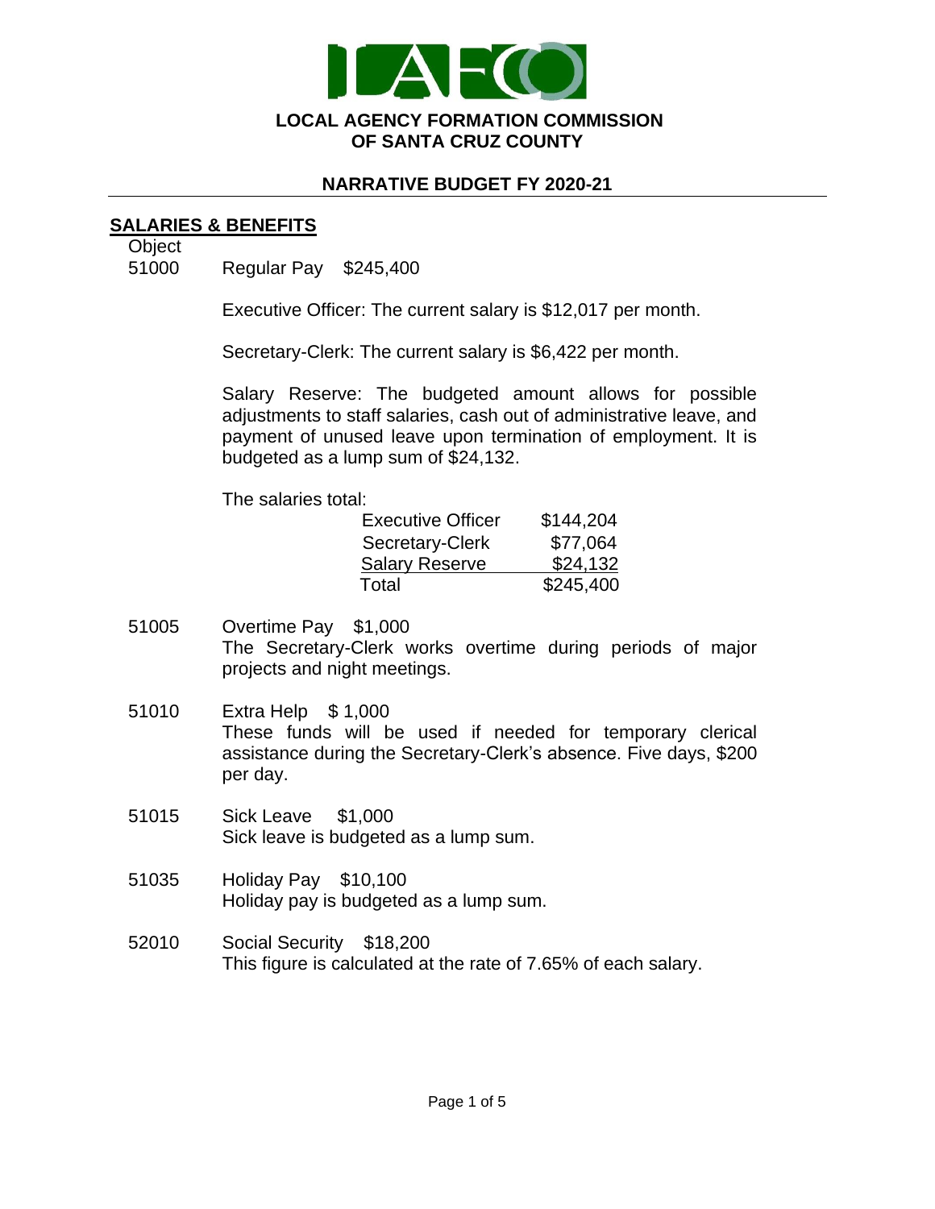**LOCAL AGENCY FORMATION COMMISSION**
**OF SANTA CRUZ COUNTY**

## NARRATIVE BUDGET FY 2020-21

### SALARIES & BENEFITS

Object

51000 Regular Pay $245,400

Executive Officer: The current salary is $12,017 per month.

Secretary-Clerk: The current salary is $6,422 per month.

Salary Reserve: The budgeted amount allows for possible adjustments to staff salaries, cash out of administrative leave, and payment of unused leave upon termination of employment. It is budgeted as a lump sum of $24,132.

The salaries total:

| | |
|---|---|
| Executive Officer | $144,204 |
| Secretary-Clerk | $77,064 |
| Salary Reserve | $24,132 |
| Total | $245,400 |

51005 Overtime Pay $1,000
The Secretary-Clerk works overtime during periods of major projects and night meetings.

51010 Extra Help $ 1,000
These funds will be used if needed for temporary clerical assistance during the Secretary-Clerk's absence. Five days, $200 per day.

51015 Sick Leave $1,000
Sick leave is budgeted as a lump sum.

51035 Holiday Pay $10,100
Holiday pay is budgeted as a lump sum.

52010 Social Security $18,200
This figure is calculated at the rate of 7.65% of each salary.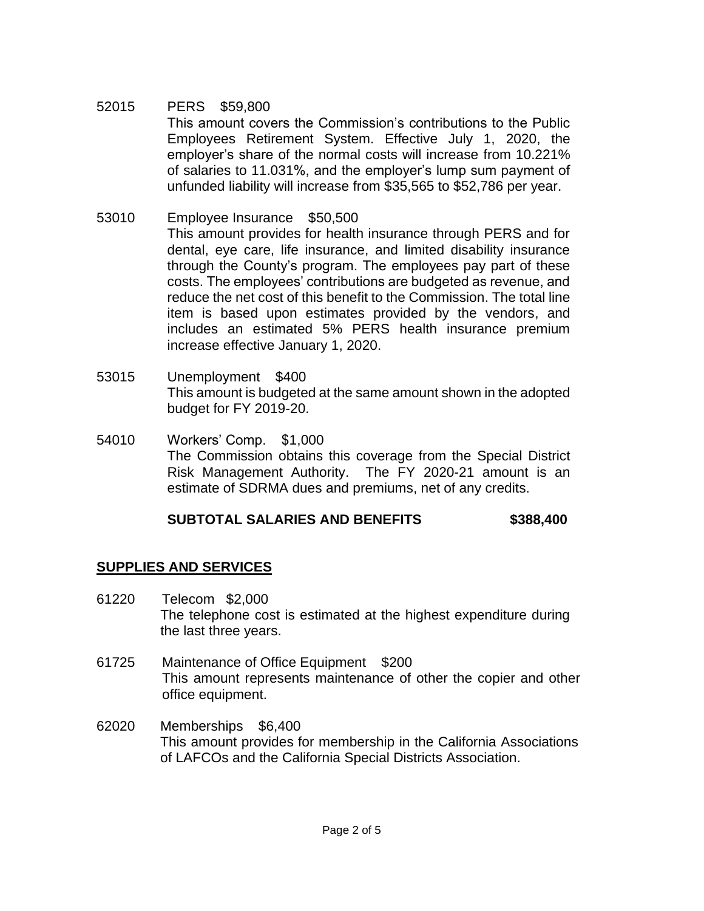52015 PERS $59,800

This amount covers the Commission's contributions to the Public Employees Retirement System. Effective July 1, 2020, the employer's share of the normal costs will increase from 10.221% of salaries to 11.031%, and the employer's lump sum payment of unfunded liability will increase from $35,565 to $52,786 per year.

53010 Employee Insurance $50,500

This amount provides for health insurance through PERS and for dental, eye care, life insurance, and limited disability insurance through the County's program. The employees pay part of these costs. The employees' contributions are budgeted as revenue, and reduce the net cost of this benefit to the Commission. The total line item is based upon estimates provided by the vendors, and includes an estimated 5% PERS health insurance premium increase effective January 1, 2020.

53015 Unemployment $400

This amount is budgeted at the same amount shown in the adopted budget for FY 2019-20.

54010 Workers' Comp. $1,000

The Commission obtains this coverage from the Special District Risk Management Authority. The FY 2020-21 amount is an estimate of SDRMA dues and premiums, net of any credits.

**SUBTOTAL SALARIES AND BENEFITS $388,400**

## SUPPLIES AND SERVICES

61220 Telecom $2,000

The telephone cost is estimated at the highest expenditure during the last three years.

61725 Maintenance of Office Equipment $200

This amount represents maintenance of other the copier and other office equipment.

62020 Memberships $6,400

This amount provides for membership in the California Associations of LAFCOs and the California Special Districts Association.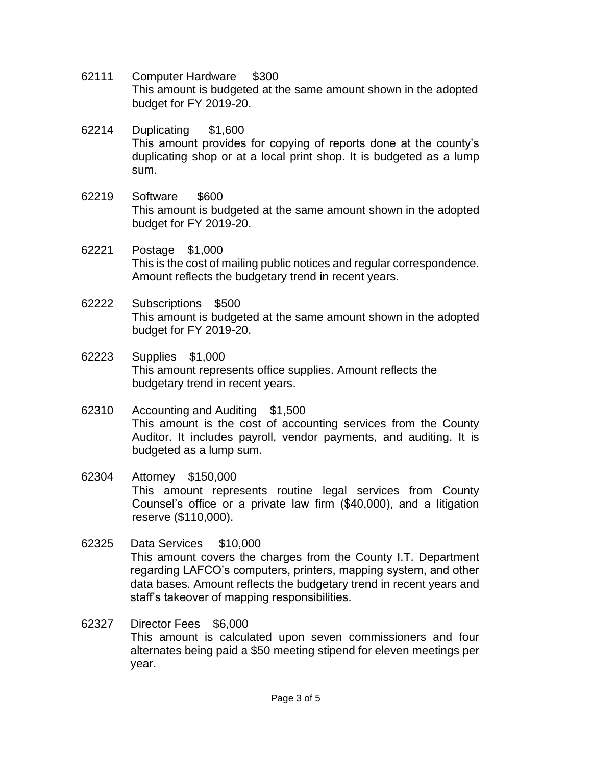62111 Computer Hardware $300
This amount is budgeted at the same amount shown in the adopted budget for FY 2019-20.

62214 Duplicating $1,600
This amount provides for copying of reports done at the county's duplicating shop or at a local print shop. It is budgeted as a lump sum.

62219 Software $600
This amount is budgeted at the same amount shown in the adopted budget for FY 2019-20.

62221 Postage $1,000
This is the cost of mailing public notices and regular correspondence. Amount reflects the budgetary trend in recent years.

62222 Subscriptions $500
This amount is budgeted at the same amount shown in the adopted budget for FY 2019-20.

62223 Supplies $1,000
This amount represents office supplies. Amount reflects the budgetary trend in recent years.

62310 Accounting and Auditing $1,500
This amount is the cost of accounting services from the County Auditor. It includes payroll, vendor payments, and auditing. It is budgeted as a lump sum.

62304 Attorney $150,000
This amount represents routine legal services from County Counsel's office or a private law firm ($40,000), and a litigation reserve ($110,000).

62325 Data Services $10,000
This amount covers the charges from the County I.T. Department regarding LAFCO's computers, printers, mapping system, and other data bases. Amount reflects the budgetary trend in recent years and staff's takeover of mapping responsibilities.

62327 Director Fees $6,000
This amount is calculated upon seven commissioners and four alternates being paid a $50 meeting stipend for eleven meetings per year.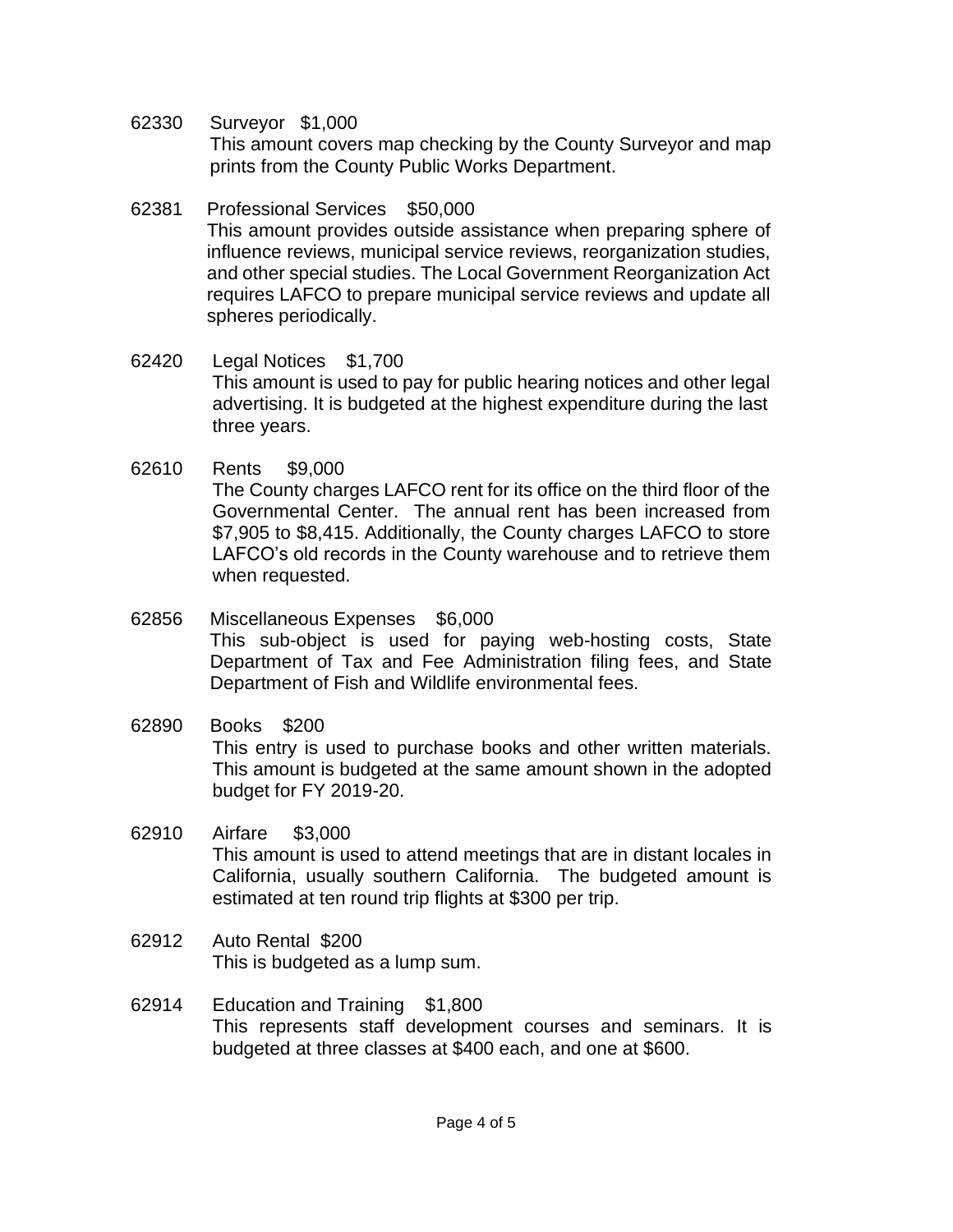62330 Surveyor $1,000

This amount covers map checking by the County Surveyor and map prints from the County Public Works Department.

62381 Professional Services $50,000

This amount provides outside assistance when preparing sphere of influence reviews, municipal service reviews, reorganization studies, and other special studies. The Local Government Reorganization Act requires LAFCO to prepare municipal service reviews and update all spheres periodically.

62420 Legal Notices $1,700

This amount is used to pay for public hearing notices and other legal advertising. It is budgeted at the highest expenditure during the last three years.

62610 Rents $9,000

The County charges LAFCO rent for its office on the third floor of the Governmental Center. The annual rent has been increased from $7,905 to $8,415. Additionally, the County charges LAFCO to store LAFCO's old records in the County warehouse and to retrieve them when requested.

62856 Miscellaneous Expenses $6,000

This sub-object is used for paying web-hosting costs, State Department of Tax and Fee Administration filing fees, and State Department of Fish and Wildlife environmental fees.

62890 Books $200

This entry is used to purchase books and other written materials. This amount is budgeted at the same amount shown in the adopted budget for FY 2019-20.

62910 Airfare $3,000

This amount is used to attend meetings that are in distant locales in California, usually southern California. The budgeted amount is estimated at ten round trip flights at $300 per trip.

62912 Auto Rental $200

This is budgeted as a lump sum.

62914 Education and Training $1,800

This represents staff development courses and seminars. It is budgeted at three classes at $400 each, and one at $600.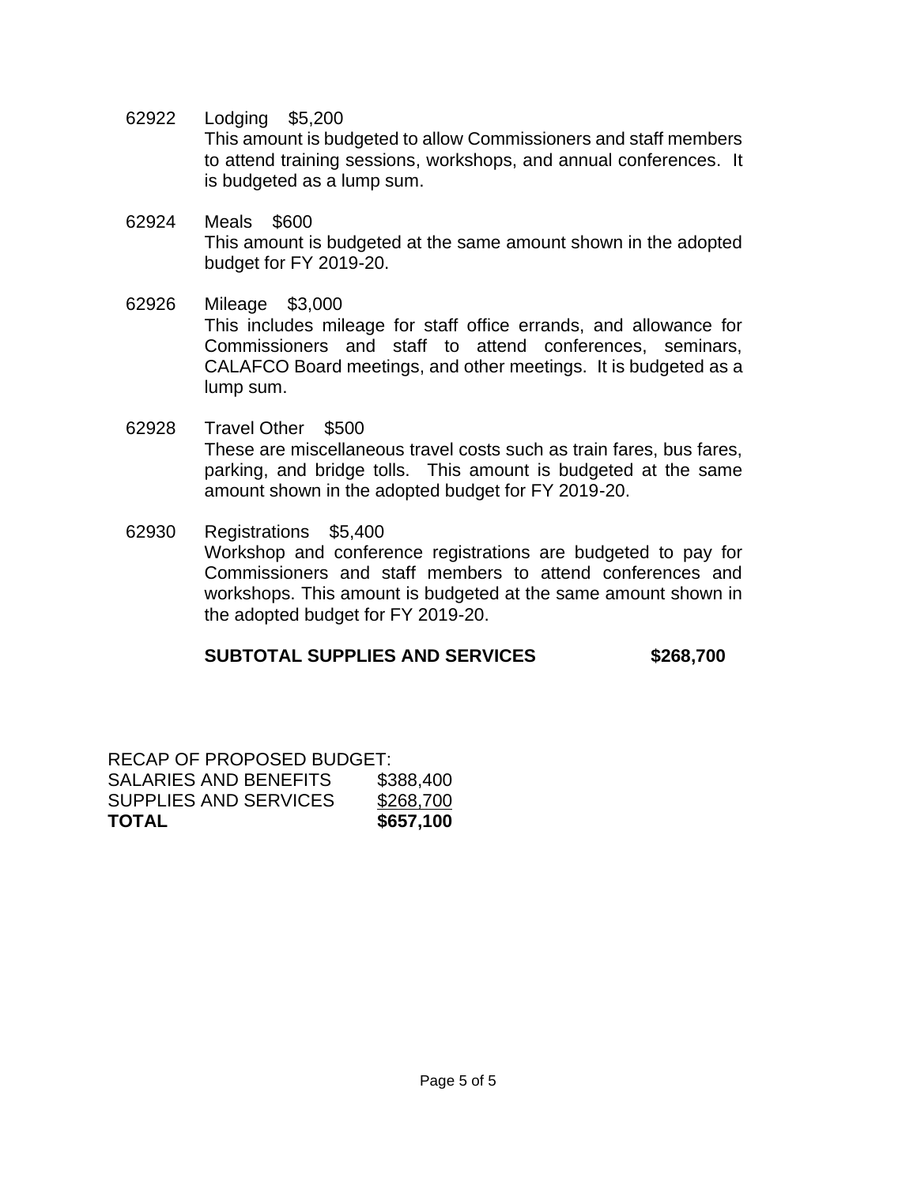62922 Lodging $5,200
This amount is budgeted to allow Commissioners and staff members to attend training sessions, workshops, and annual conferences. It is budgeted as a lump sum.

62924 Meals $600
This amount is budgeted at the same amount shown in the adopted budget for FY 2019-20.

62926 Mileage $3,000
This includes mileage for staff office errands, and allowance for Commissioners and staff to attend conferences, seminars, CALAFCO Board meetings, and other meetings. It is budgeted as a lump sum.

62928 Travel Other $500
These are miscellaneous travel costs such as train fares, bus fares, parking, and bridge tolls. This amount is budgeted at the same amount shown in the adopted budget for FY 2019-20.

62930 Registrations $5,400
Workshop and conference registrations are budgeted to pay for Commissioners and staff members to attend conferences and workshops. This amount is budgeted at the same amount shown in the adopted budget for FY 2019-20.

**SUBTOTAL SUPPLIES AND SERVICES $268,700**

RECAP OF PROPOSED BUDGET:

| | |
|---|---|
| SALARIES AND BENEFITS | $388,400 |
| SUPPLIES AND SERVICES | $268,700 |
| **TOTAL** | **$657,100** |